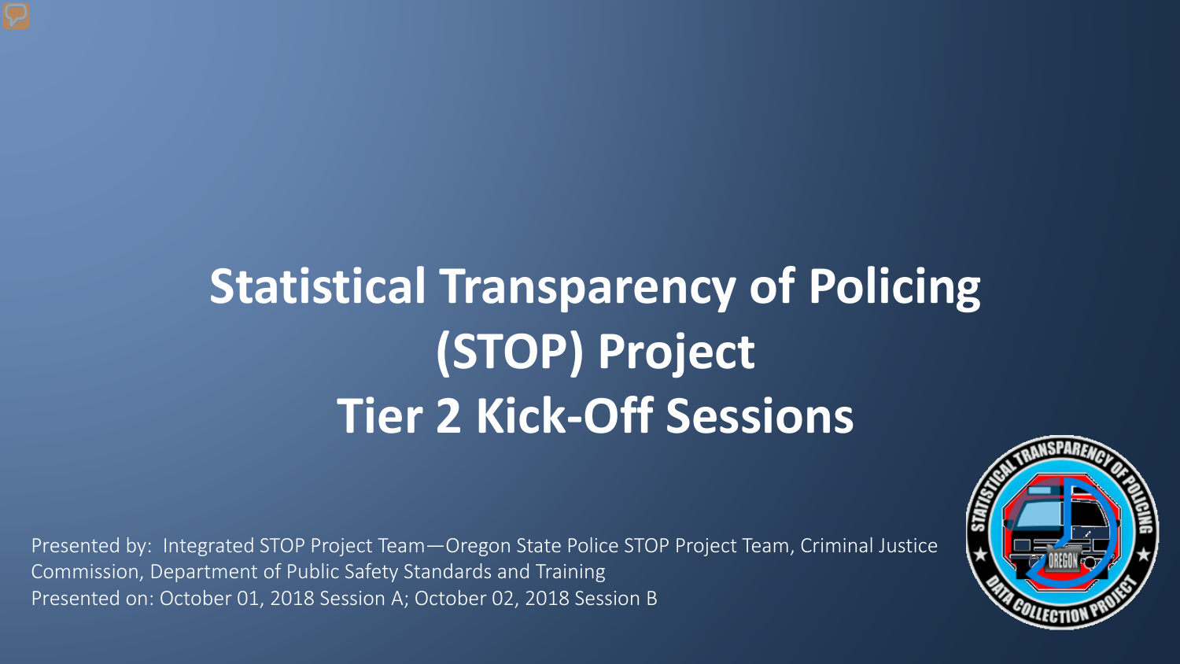# Statistical Transparency of Policing (STOP) Project
# Tier 2 Kick-Off Sessions

Presented by: Integrated STOP Project Team—Oregon State Police STOP Project Team, Criminal Justice Commission, Department of Public Safety Standards and Training

Presented on: October 01, 2018 Session A; October 02, 2018 Session B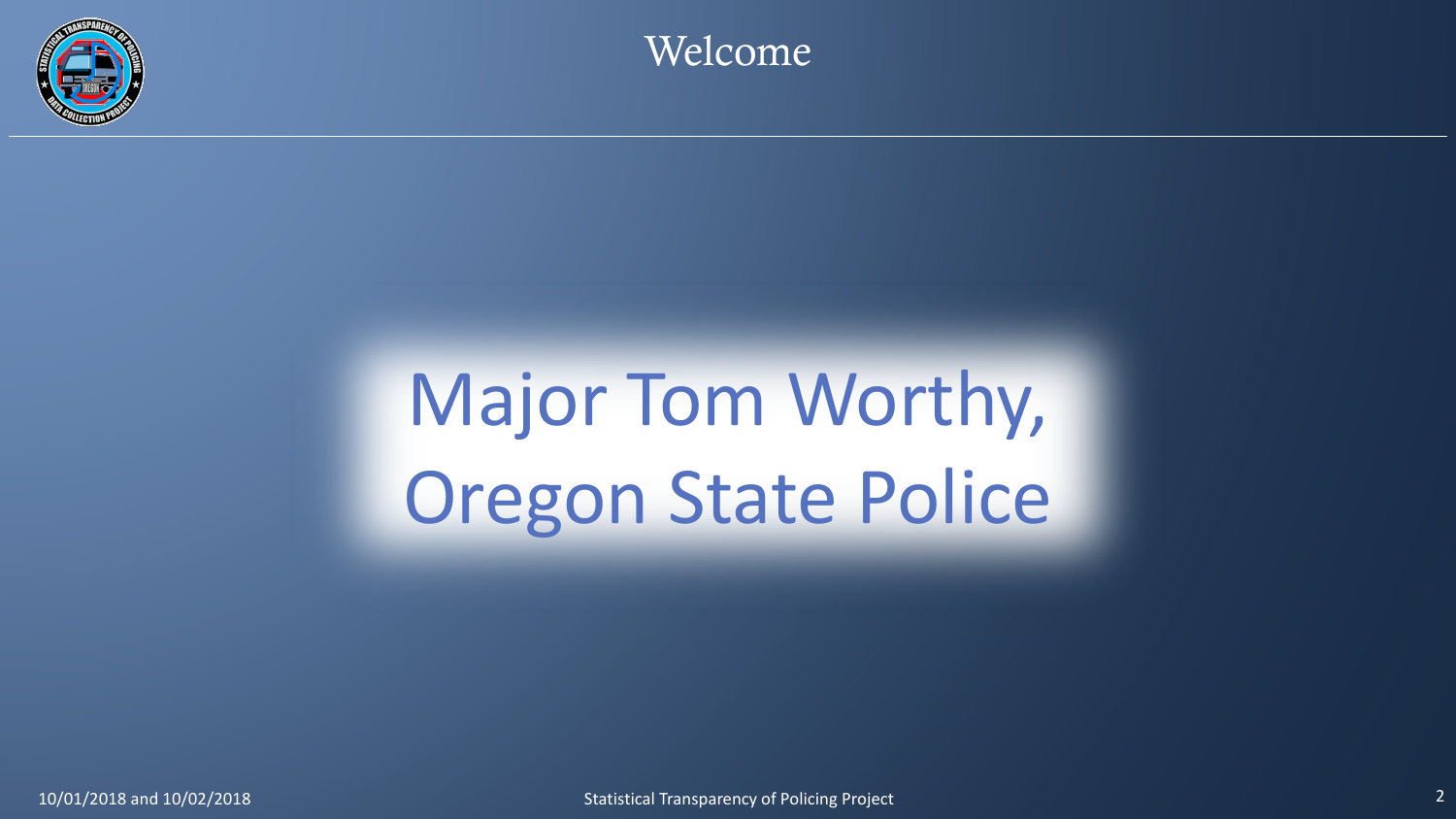# Welcome

Major Tom Worthy,
Oregon State Police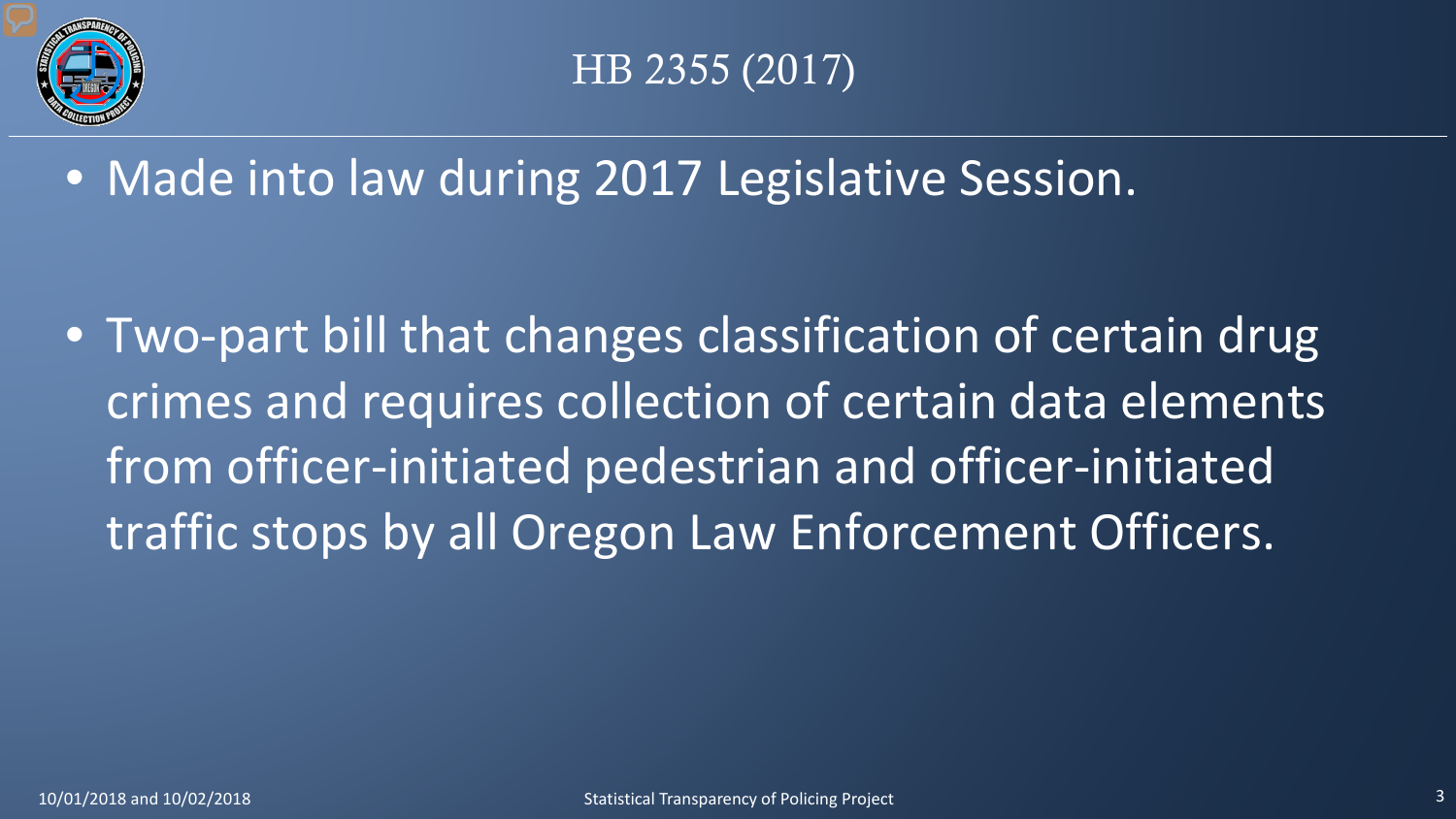# HB 2355 (2017)

- Made into law during 2017 Legislative Session.
- Two-part bill that changes classification of certain drug crimes and requires collection of certain data elements from officer-initiated pedestrian and officer-initiated traffic stops by all Oregon Law Enforcement Officers.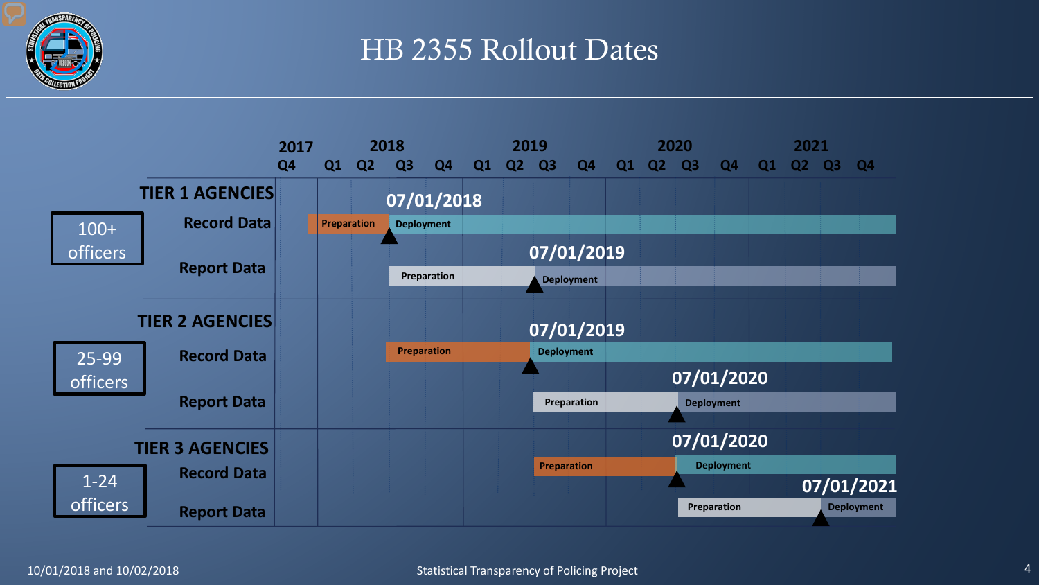# HB 2355 Rollout Dates

| Tier | Agency Size | Data Type | Preparation | Deployment Date |
|---|---|---|---|---|
| TIER 1 AGENCIES | 100+ officers | Record Data | Preparation | 07/01/2018 – Deployment |
| | | Report Data | Preparation | 07/01/2019 – Deployment |
| TIER 2 AGENCIES | 25-99 officers | Record Data | Preparation | 07/01/2019 – Deployment |
| | | Report Data | Preparation | 07/01/2020 – Deployment |
| TIER 3 AGENCIES | 1-24 officers | Record Data | Preparation | 07/01/2020 – Deployment |
| | | Report Data | Preparation | 07/01/2021 – Deployment |

Timeline: 2017 Q4; 2018 Q1 Q2 Q3 Q4; 2019 Q1 Q2 Q3 Q4; 2020 Q1 Q2 Q3 Q4; 2021 Q1 Q2 Q3 Q4

10/01/2018 and 10/02/2018

Statistical Transparency of Policing Project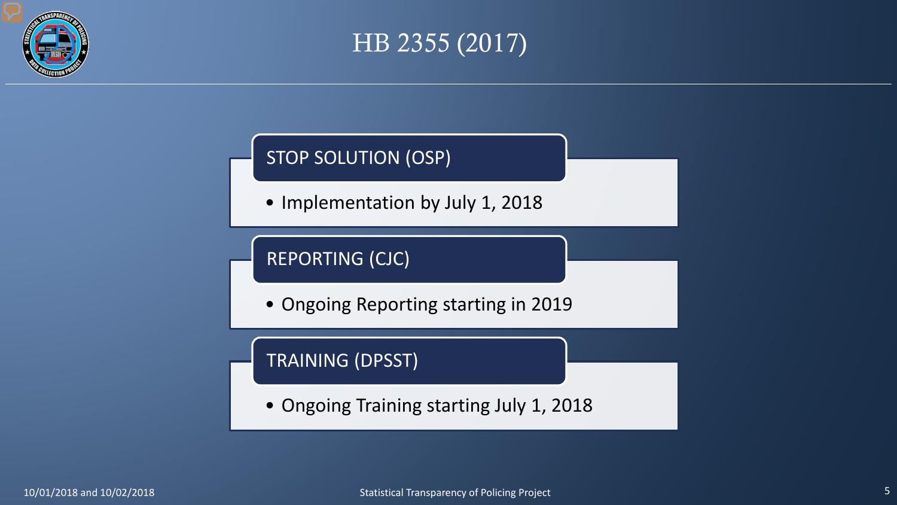# HB 2355 (2017)

## STOP SOLUTION (OSP)

- Implementation by July 1, 2018

## REPORTING (CJC)

- Ongoing Reporting starting in 2019

## TRAINING (DPSST)

- Ongoing Training starting July 1, 2018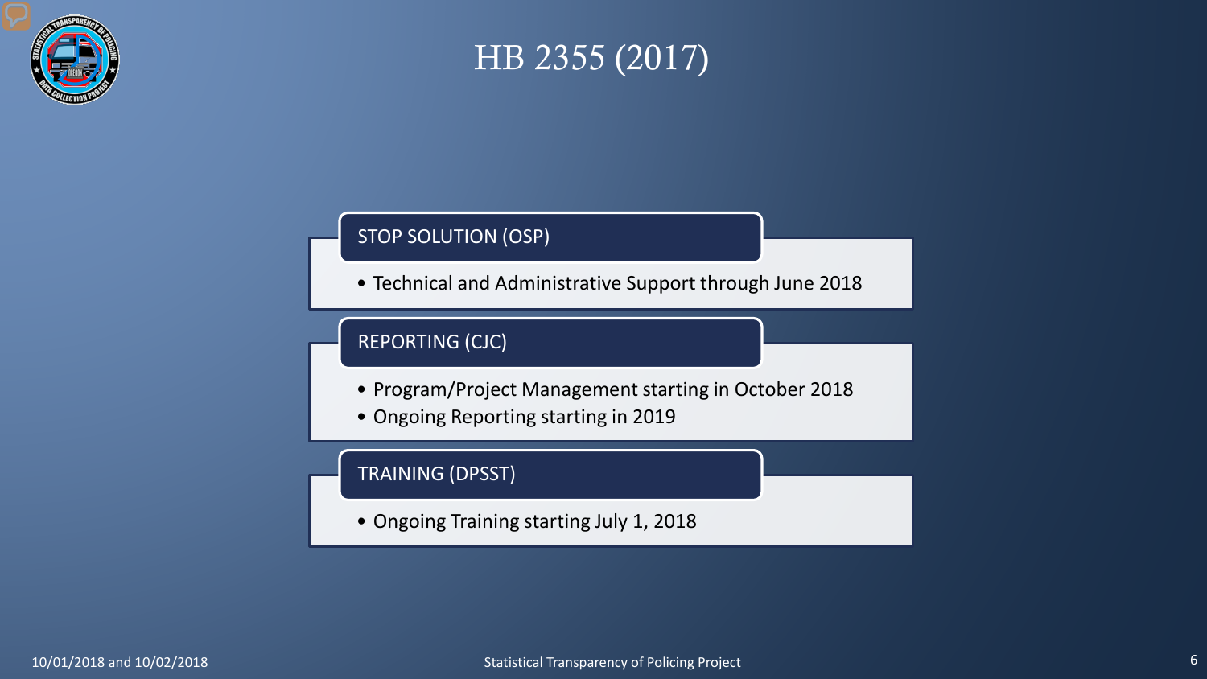# HB 2355 (2017)

## STOP SOLUTION (OSP)

- Technical and Administrative Support through June 2018

## REPORTING (CJC)

- Program/Project Management starting in October 2018
- Ongoing Reporting starting in 2019

## TRAINING (DPSST)

- Ongoing Training starting July 1, 2018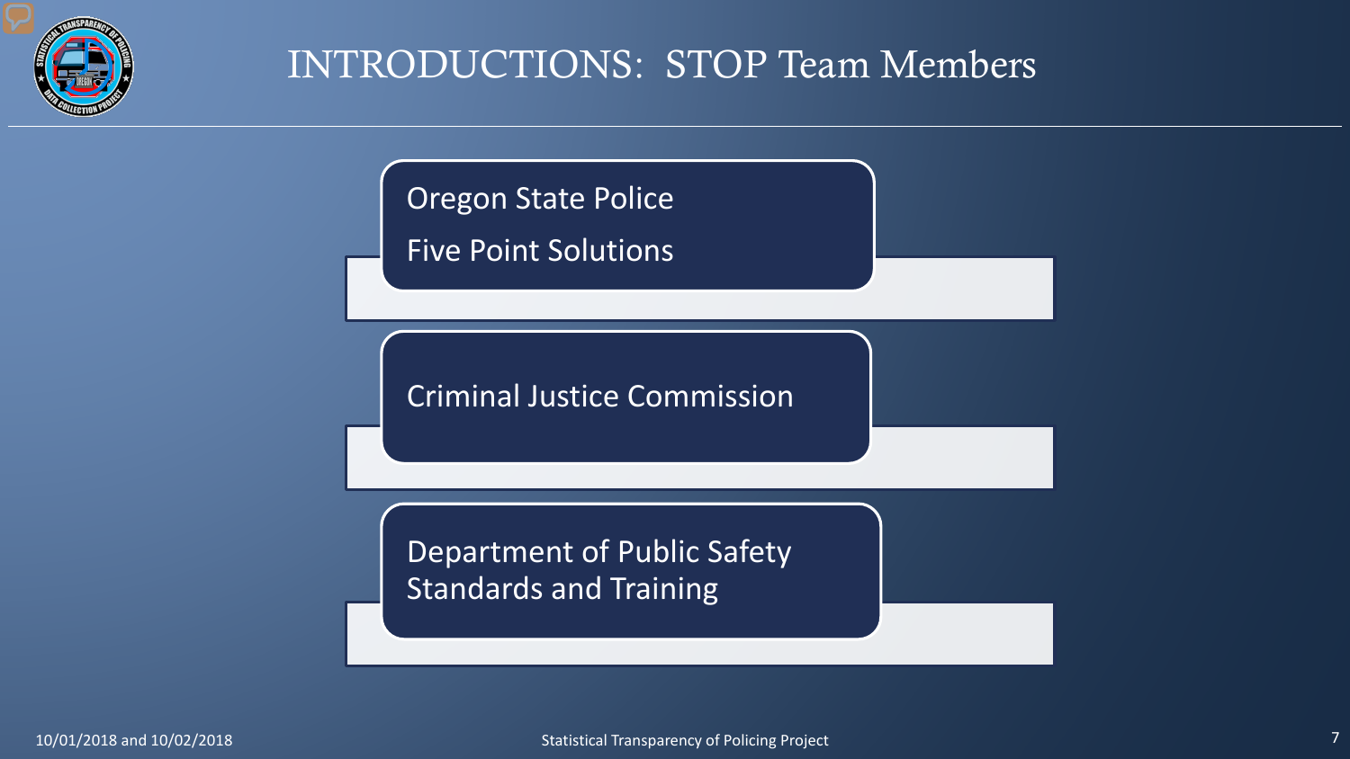# INTRODUCTIONS: STOP Team Members

- Oregon State Police
- Five Point Solutions

- Criminal Justice Commission

- Department of Public Safety Standards and Training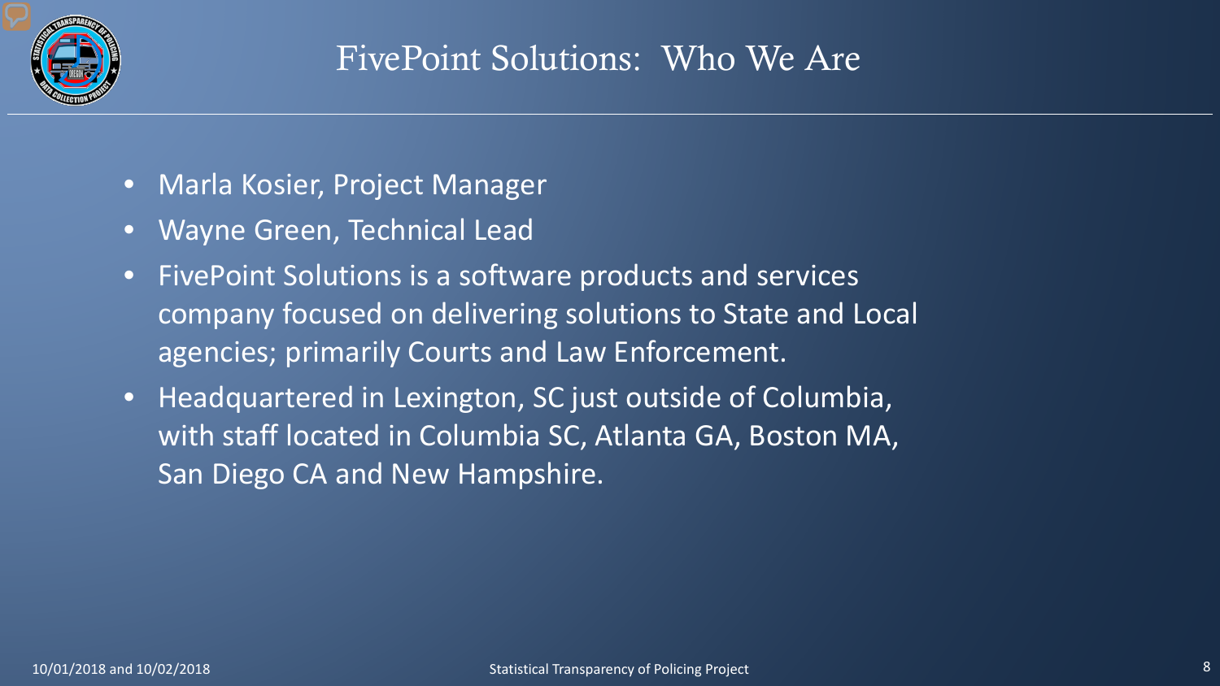# FivePoint Solutions: Who We Are

- Marla Kosier, Project Manager
- Wayne Green, Technical Lead
- FivePoint Solutions is a software products and services company focused on delivering solutions to State and Local agencies; primarily Courts and Law Enforcement.
- Headquartered in Lexington, SC just outside of Columbia, with staff located in Columbia SC, Atlanta GA, Boston MA, San Diego CA and New Hampshire.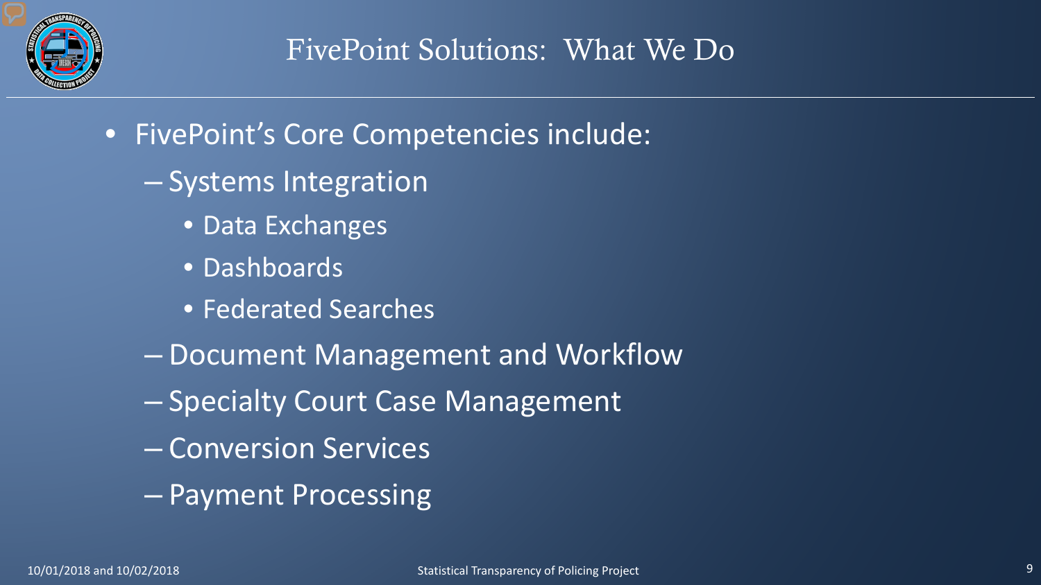# FivePoint Solutions: What We Do

- FivePoint's Core Competencies include:
  - Systems Integration
    - Data Exchanges
    - Dashboards
    - Federated Searches
  - Document Management and Workflow
  - Specialty Court Case Management
  - Conversion Services
  - Payment Processing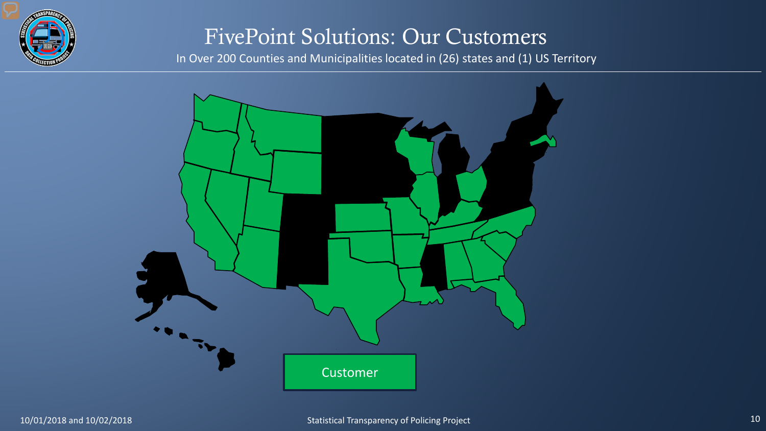# FivePoint Solutions: Our Customers

In Over 200 Counties and Municipalities located in (26) states and (1) US Territory

Customer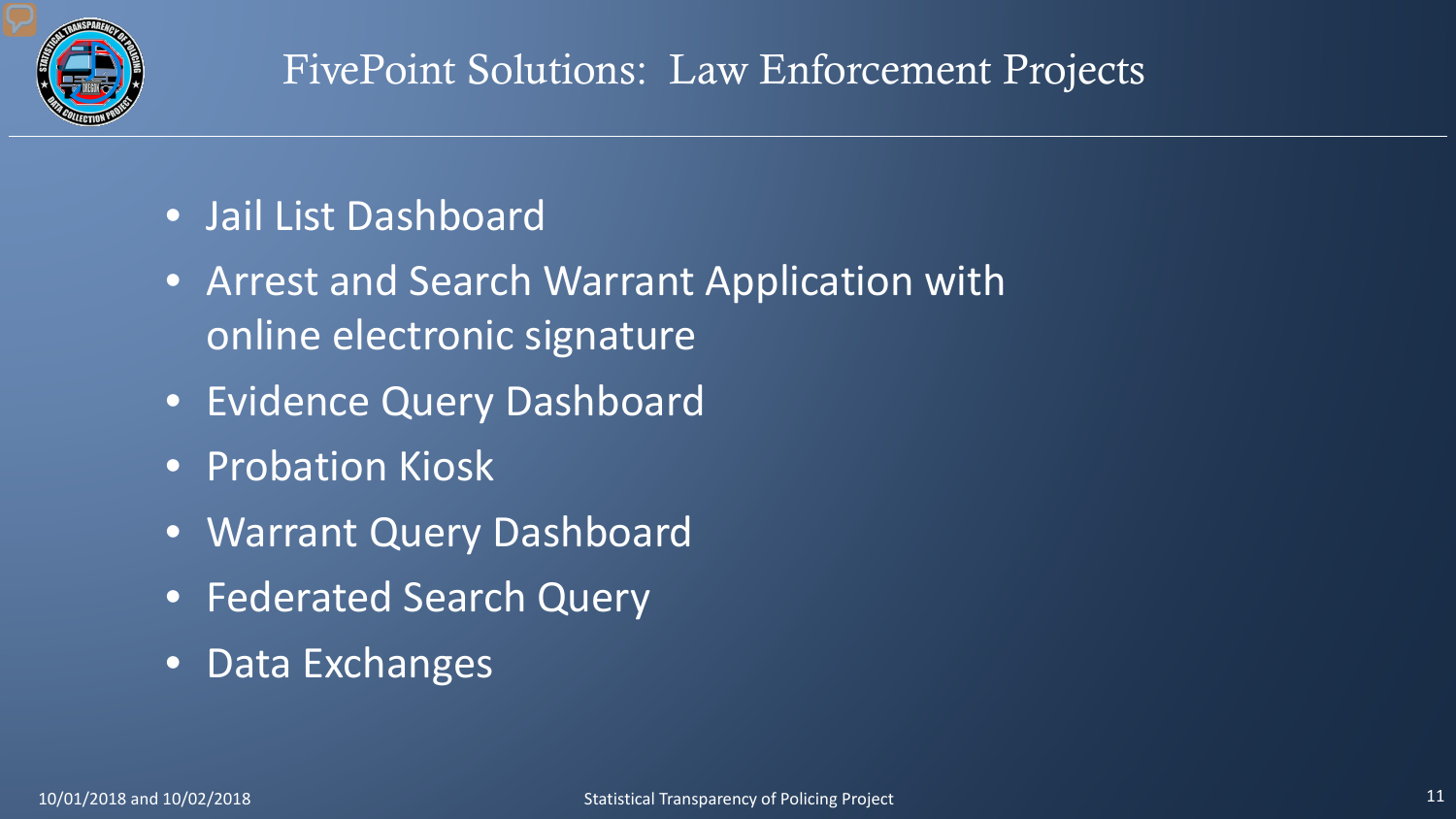# FivePoint Solutions: Law Enforcement Projects

- Jail List Dashboard
- Arrest and Search Warrant Application with online electronic signature
- Evidence Query Dashboard
- Probation Kiosk
- Warrant Query Dashboard
- Federated Search Query
- Data Exchanges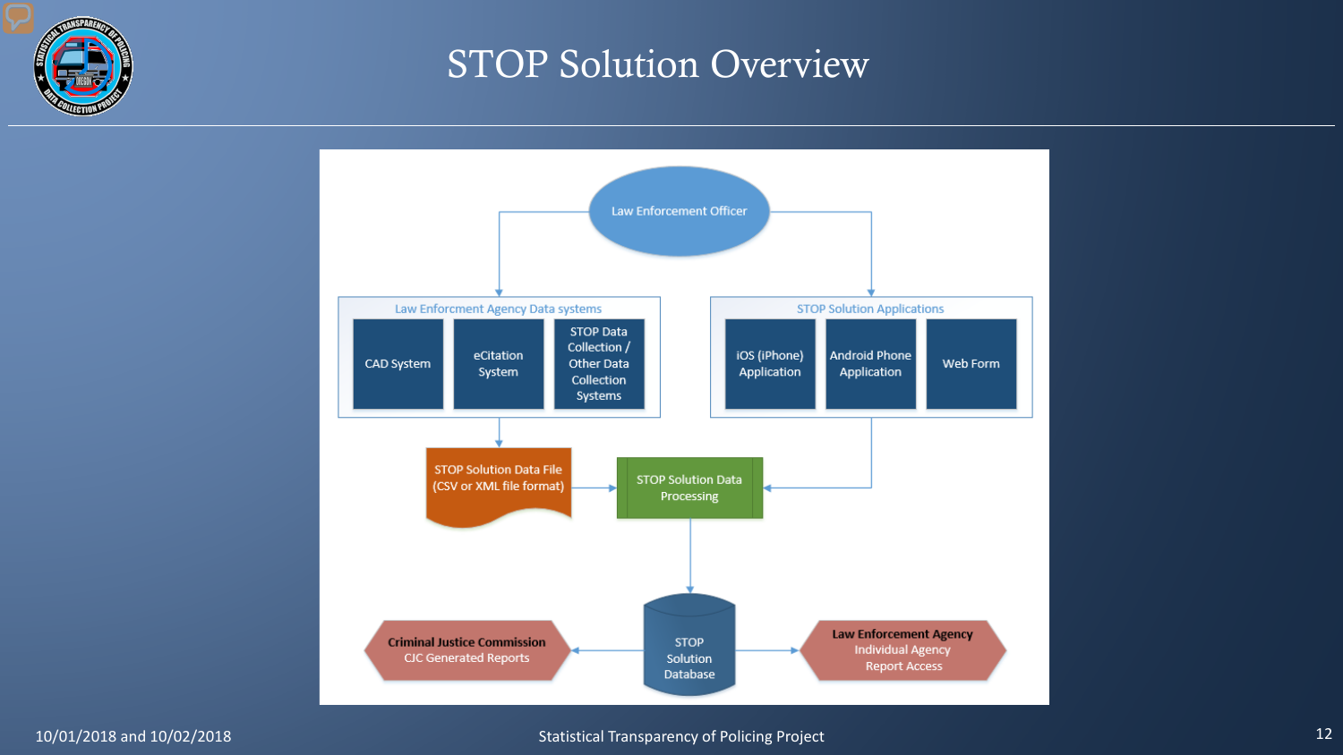# STOP Solution Overview

Law Enforcement Officer

**Law Enforcment Agency Data systems**

- CAD System
- eCitation System
- STOP Data Collection / Other Data Collection Systems

**STOP Solution Applications**

- iOS (iPhone) Application
- Android Phone Application
- Web Form

STOP Solution Data File (CSV or XML file format)

STOP Solution Data Processing

STOP Solution Database

**Criminal Justice Commission**
CJC Generated Reports

**Law Enforcement Agency**
Individual Agency Report Access

10/01/2018 and 10/02/2018

Statistical Transparency of Policing Project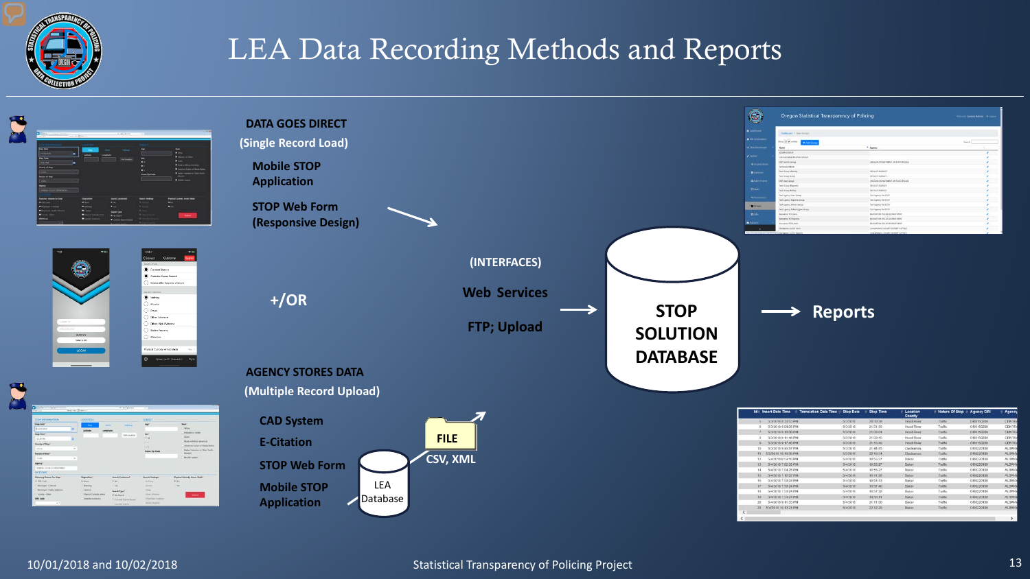# LEA Data Recording Methods and Reports

**DATA GOES DIRECT**
**(Single Record Load)**

**Mobile STOP Application**

**STOP Web Form (Responsive Design)**

**+/OR**

**AGENCY STORES DATA**
**(Multiple Record Upload)**

**CAD System**

**E-Citation**

**STOP Web Form**

**Mobile STOP Application**

LEA Database

**FILE**

**CSV, XML**

**(INTERFACES)**

**Web Services**

**FTP; Upload**

**STOP SOLUTION DATABASE**

**Reports**

10/01/2018 and 10/02/2018

Statistical Transparency of Policing Project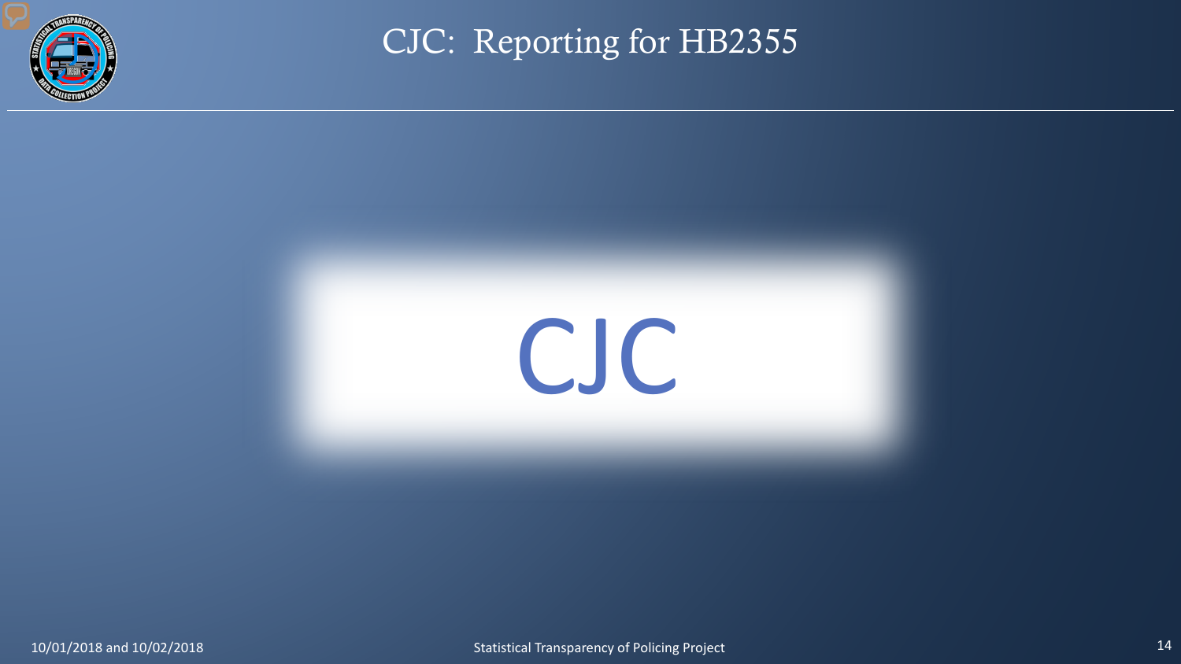# CJC: Reporting for HB2355

CJC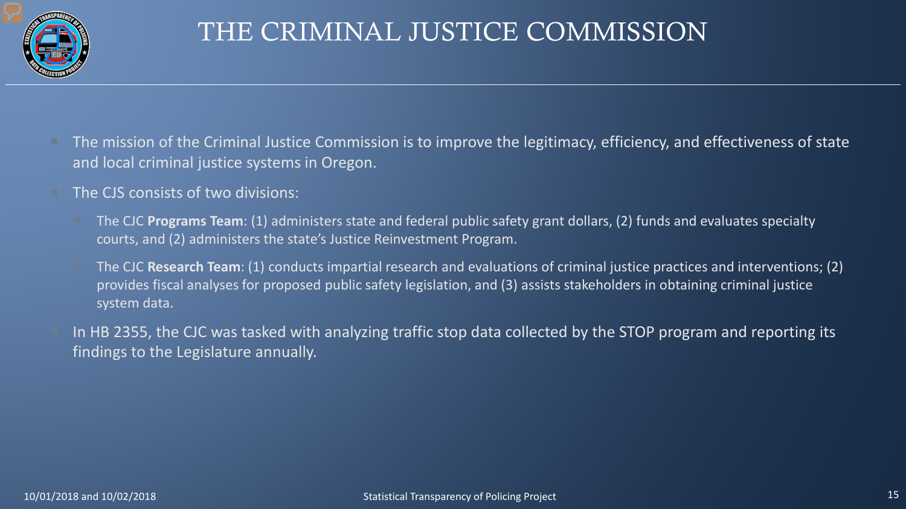# THE CRIMINAL JUSTICE COMMISSION

- The mission of the Criminal Justice Commission is to improve the legitimacy, efficiency, and effectiveness of state and local criminal justice systems in Oregon.
- The CJS consists of two divisions:
  - The CJC **Programs Team**: (1) administers state and federal public safety grant dollars, (2) funds and evaluates specialty courts, and (2) administers the state's Justice Reinvestment Program.
  - The CJC **Research Team**: (1) conducts impartial research and evaluations of criminal justice practices and interventions; (2) provides fiscal analyses for proposed public safety legislation, and (3) assists stakeholders in obtaining criminal justice system data.
- In HB 2355, the CJC was tasked with analyzing traffic stop data collected by the STOP program and reporting its findings to the Legislature annually.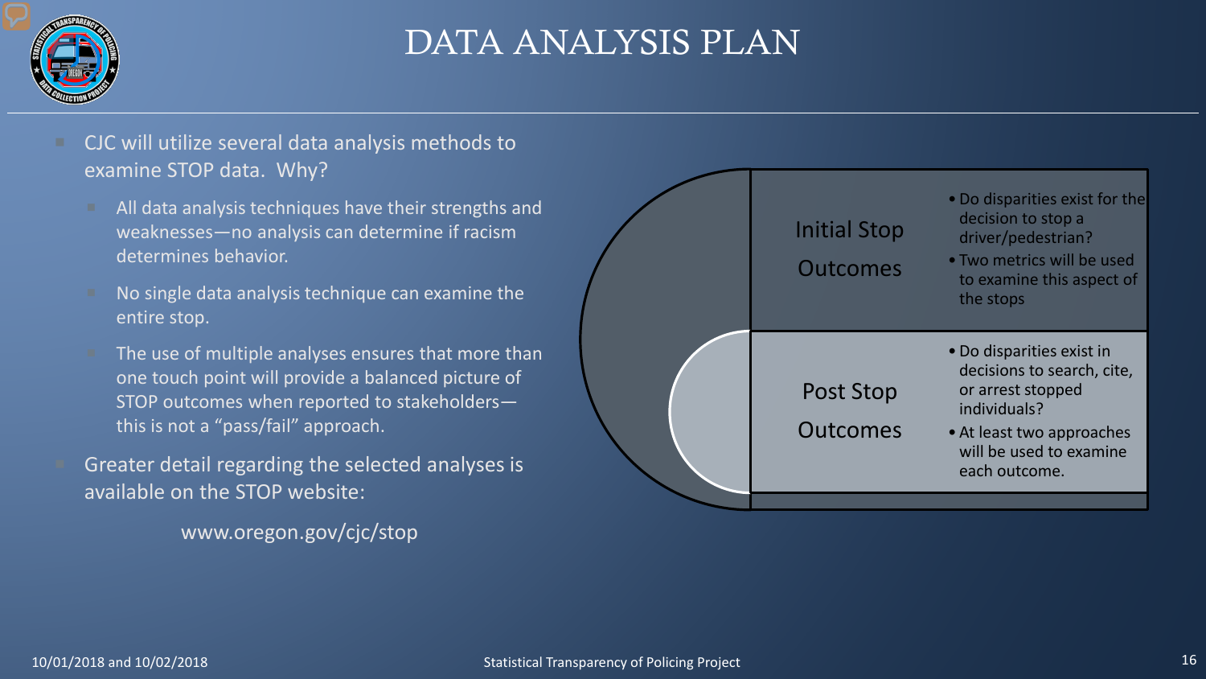# DATA ANALYSIS PLAN

- CJC will utilize several data analysis methods to examine STOP data. Why?
  - All data analysis techniques have their strengths and weaknesses—no analysis can determine if racism determines behavior.
  - No single data analysis technique can examine the entire stop.
  - The use of multiple analyses ensures that more than one touch point will provide a balanced picture of STOP outcomes when reported to stakeholders—this is not a "pass/fail" approach.
- Greater detail regarding the selected analyses is available on the STOP website:

  www.oregon.gov/cjc/stop

**Initial Stop Outcomes**

- Do disparities exist for the decision to stop a driver/pedestrian?
- Two metrics will be used to examine this aspect of the stops

**Post Stop Outcomes**

- Do disparities exist in decisions to search, cite, or arrest stopped individuals?
- At least two approaches will be used to examine each outcome.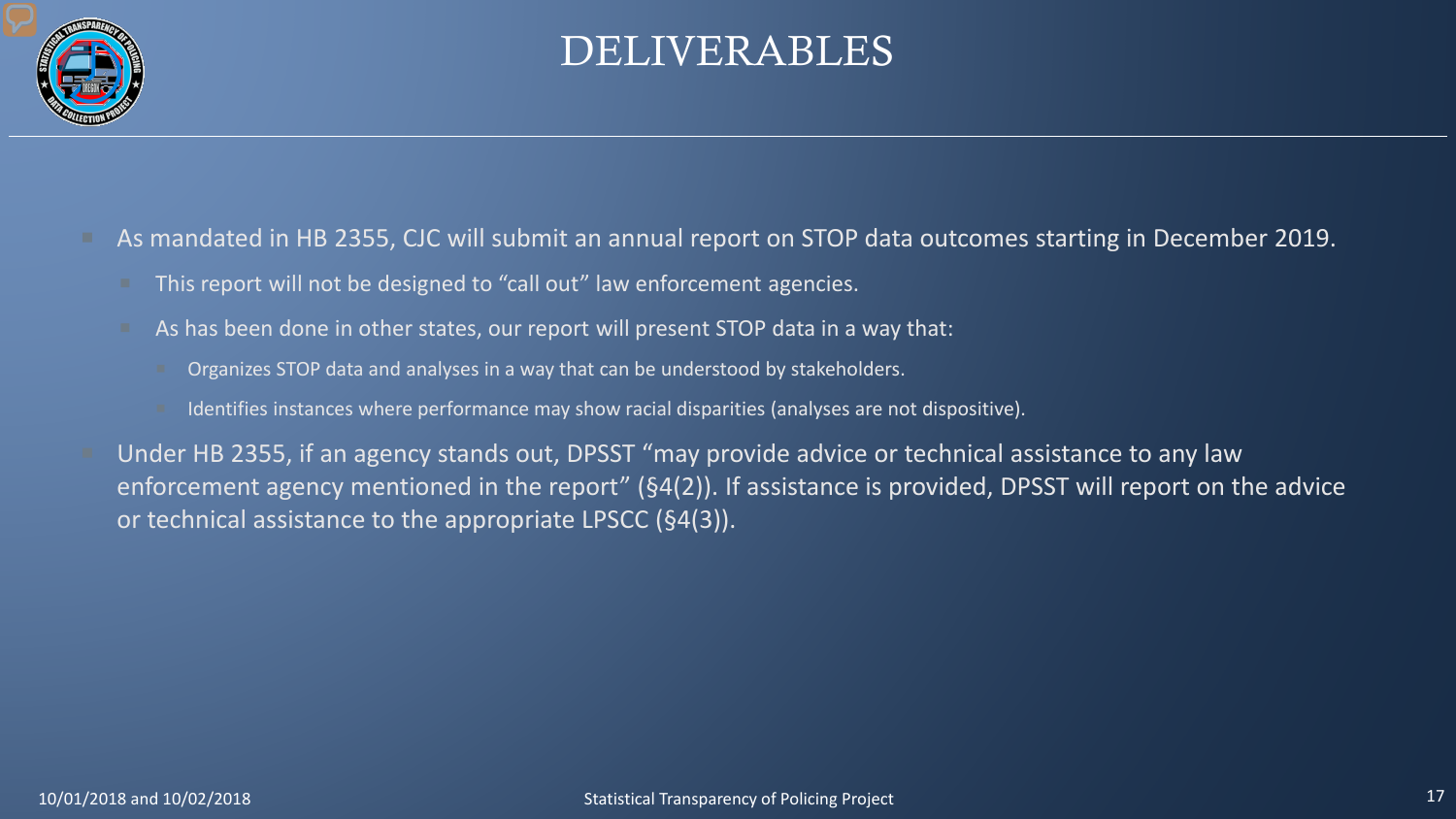# DELIVERABLES

- As mandated in HB 2355, CJC will submit an annual report on STOP data outcomes starting in December 2019.
  - This report will not be designed to "call out" law enforcement agencies.
  - As has been done in other states, our report will present STOP data in a way that:
    - Organizes STOP data and analyses in a way that can be understood by stakeholders.
    - Identifies instances where performance may show racial disparities (analyses are not dispositive).
- Under HB 2355, if an agency stands out, DPSST "may provide advice or technical assistance to any law enforcement agency mentioned in the report" (§4(2)). If assistance is provided, DPSST will report on the advice or technical assistance to the appropriate LPSCC (§4(3)).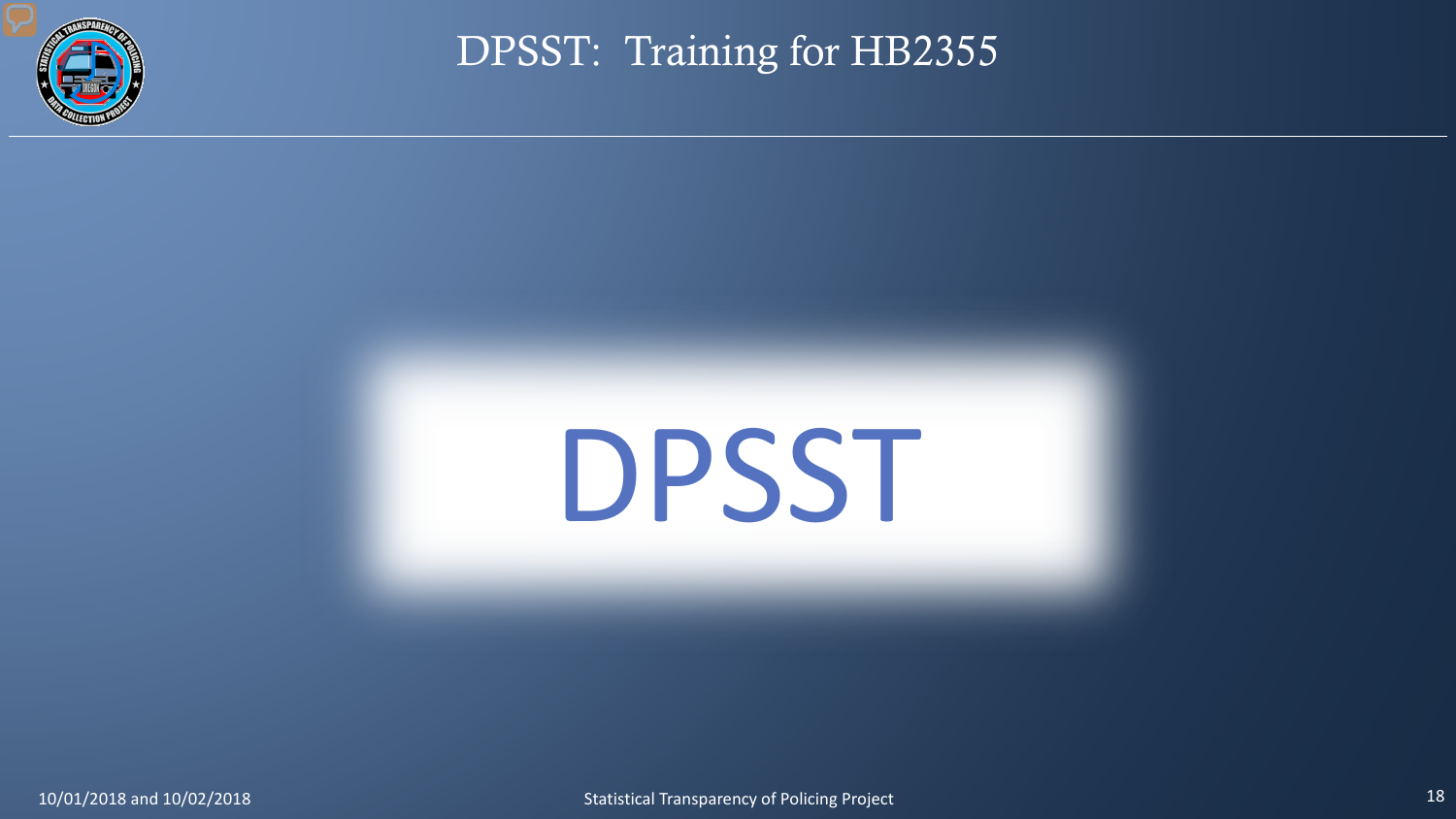# DPSST: Training for HB2355

DPSST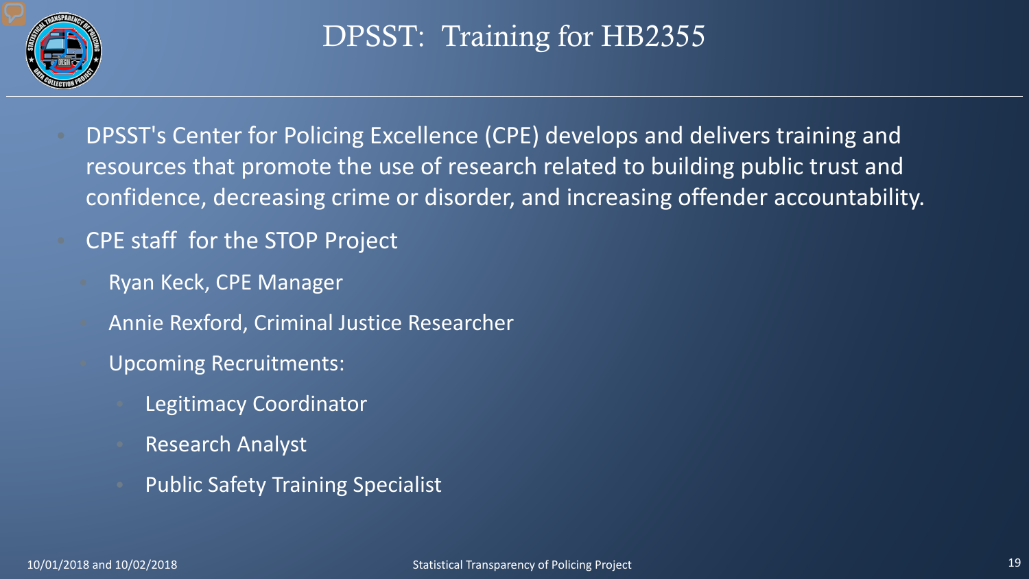# DPSST: Training for HB2355

- DPSST's Center for Policing Excellence (CPE) develops and delivers training and resources that promote the use of research related to building public trust and confidence, decreasing crime or disorder, and increasing offender accountability.
- CPE staff for the STOP Project
  - Ryan Keck, CPE Manager
  - Annie Rexford, Criminal Justice Researcher
  - Upcoming Recruitments:
    - Legitimacy Coordinator
    - Research Analyst
    - Public Safety Training Specialist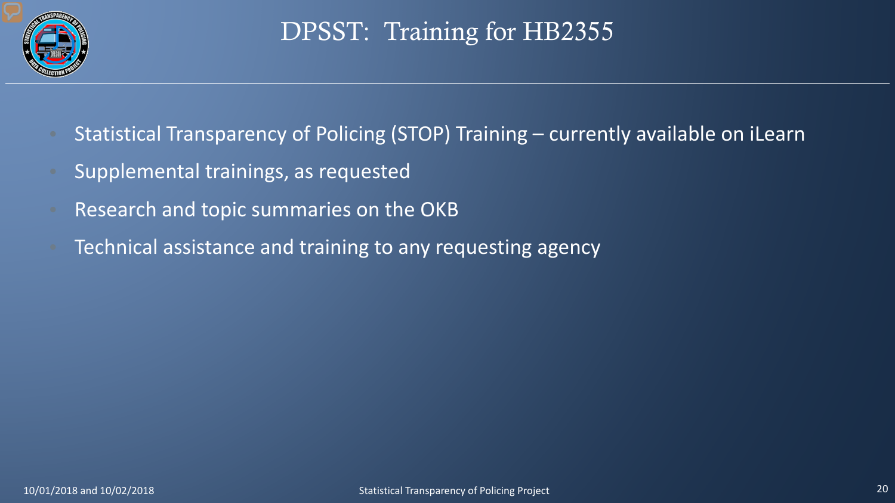# DPSST: Training for HB2355

- Statistical Transparency of Policing (STOP) Training – currently available on iLearn
- Supplemental trainings, as requested
- Research and topic summaries on the OKB
- Technical assistance and training to any requesting agency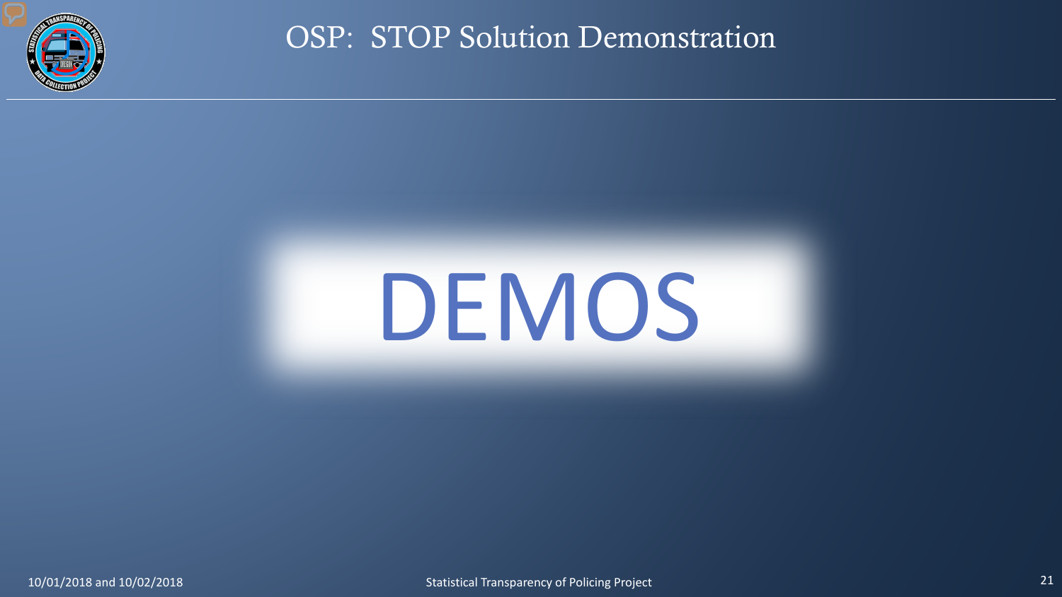# OSP: STOP Solution Demonstration

DEMOS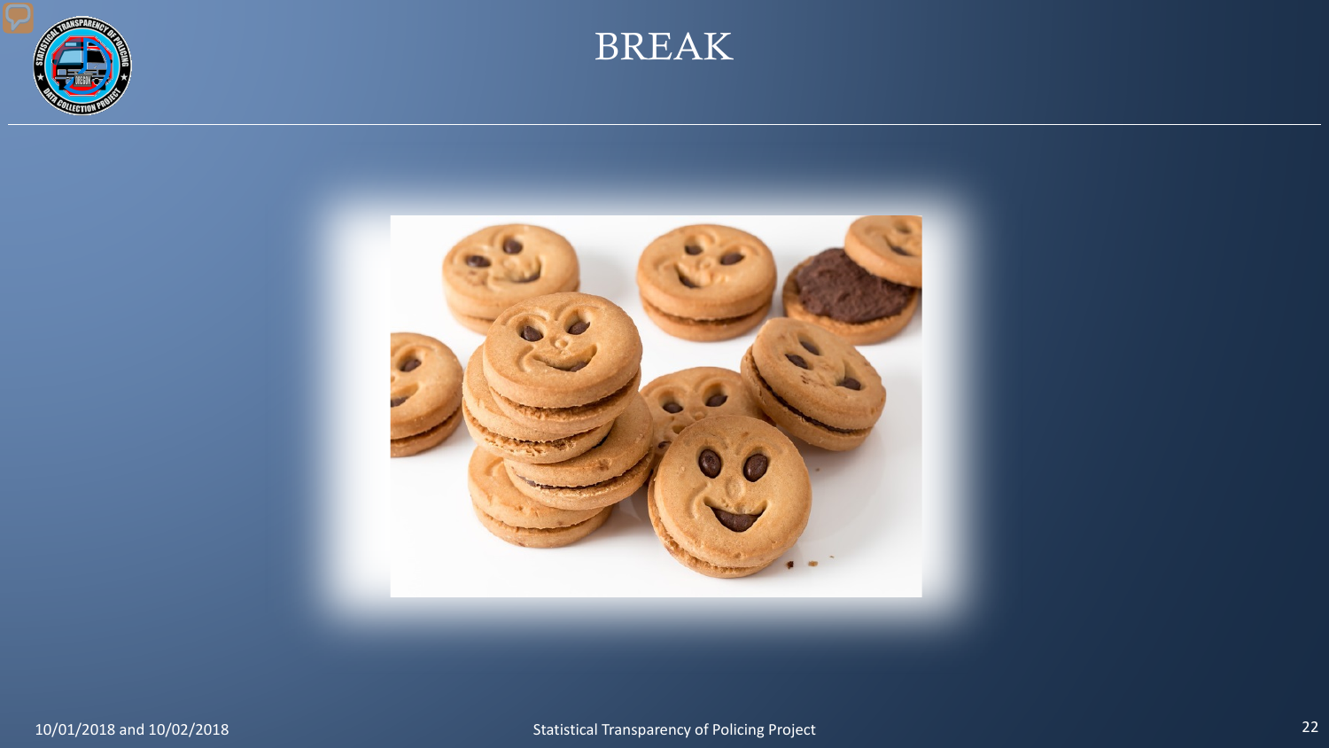# BREAK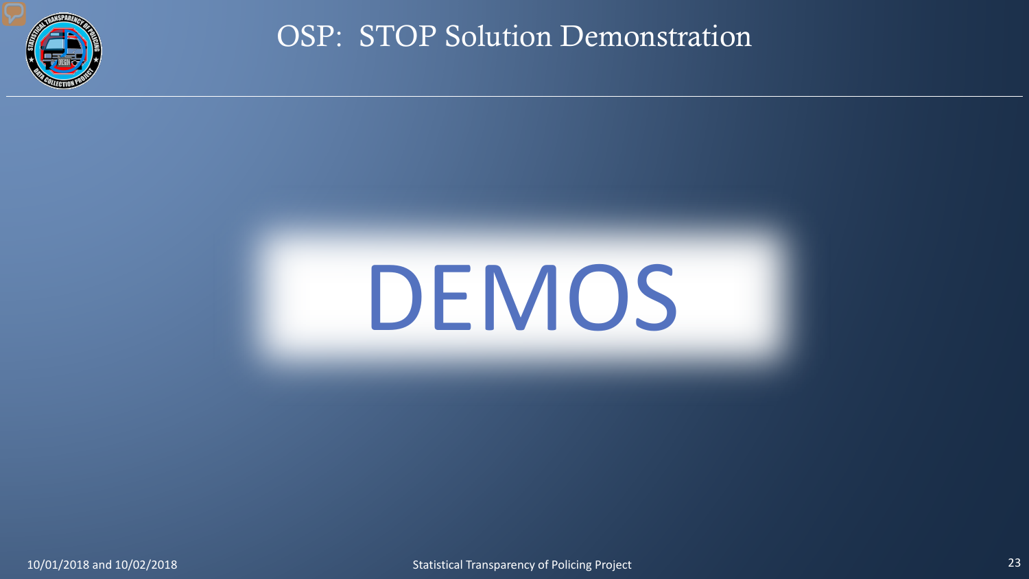# OSP: STOP Solution Demonstration

DEMOS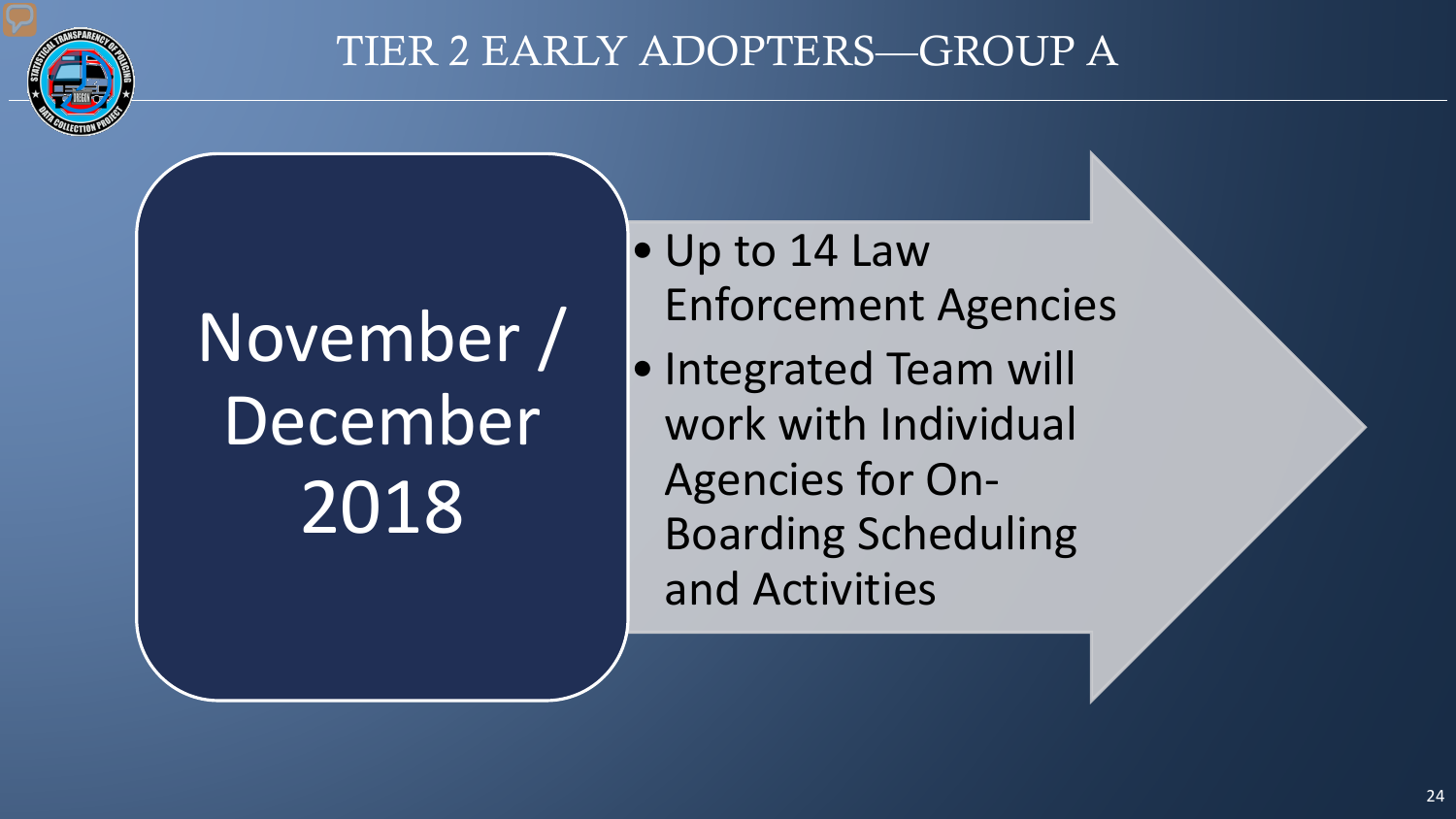# TIER 2 EARLY ADOPTERS—GROUP A

November / December 2018

- Up to 14 Law Enforcement Agencies
- Integrated Team will work with Individual Agencies for On-Boarding Scheduling and Activities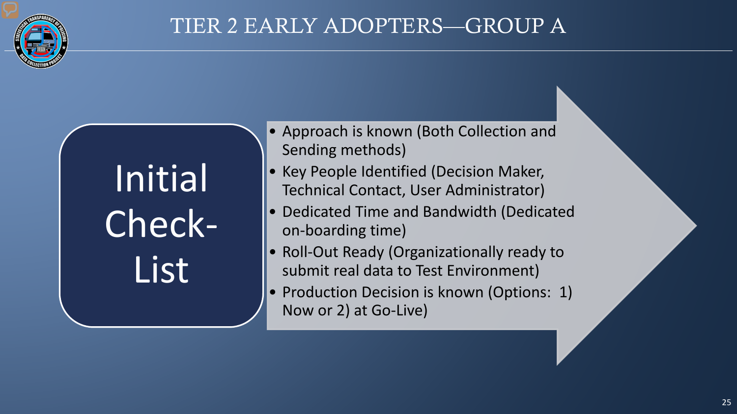# TIER 2 EARLY ADOPTERS—GROUP A

## Initial Check-List

- Approach is known (Both Collection and Sending methods)
- Key People Identified (Decision Maker, Technical Contact, User Administrator)
- Dedicated Time and Bandwidth (Dedicated on-boarding time)
- Roll-Out Ready (Organizationally ready to submit real data to Test Environment)
- Production Decision is known (Options: 1) Now or 2) at Go-Live)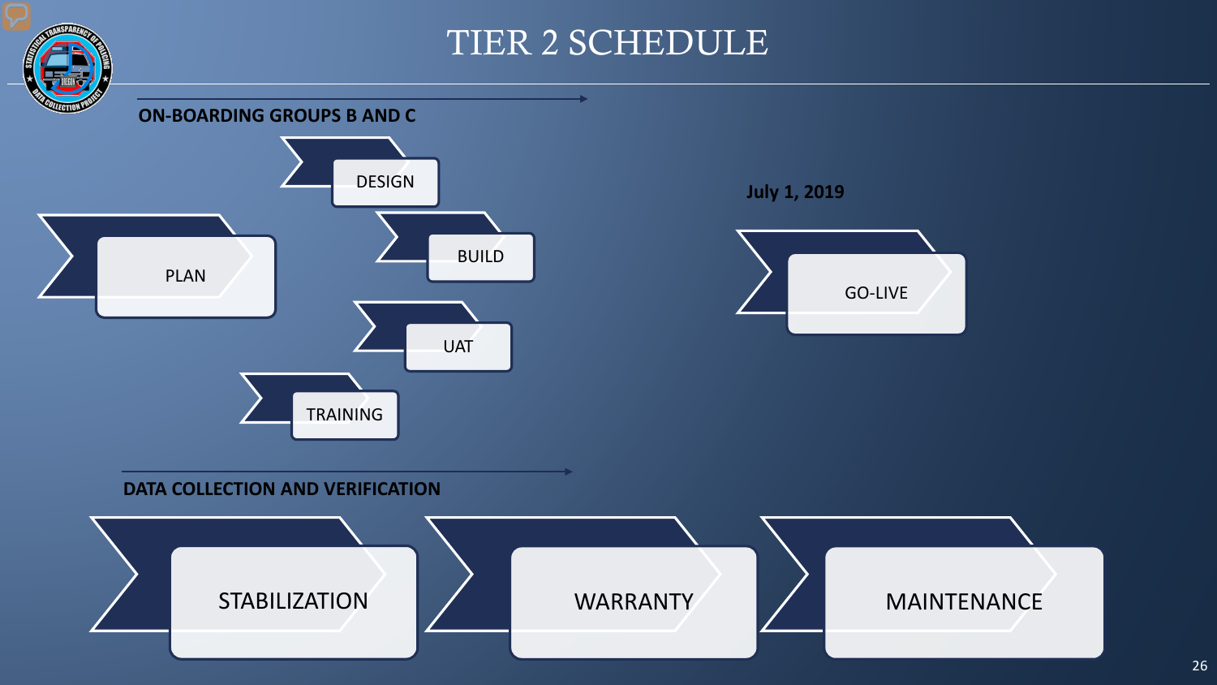# TIER 2 SCHEDULE

## ON-BOARDING GROUPS B AND C

- PLAN
- DESIGN
- BUILD
- UAT
- TRAINING

**July 1, 2019**

- GO-LIVE

## DATA COLLECTION AND VERIFICATION

- STABILIZATION
- WARRANTY
- MAINTENANCE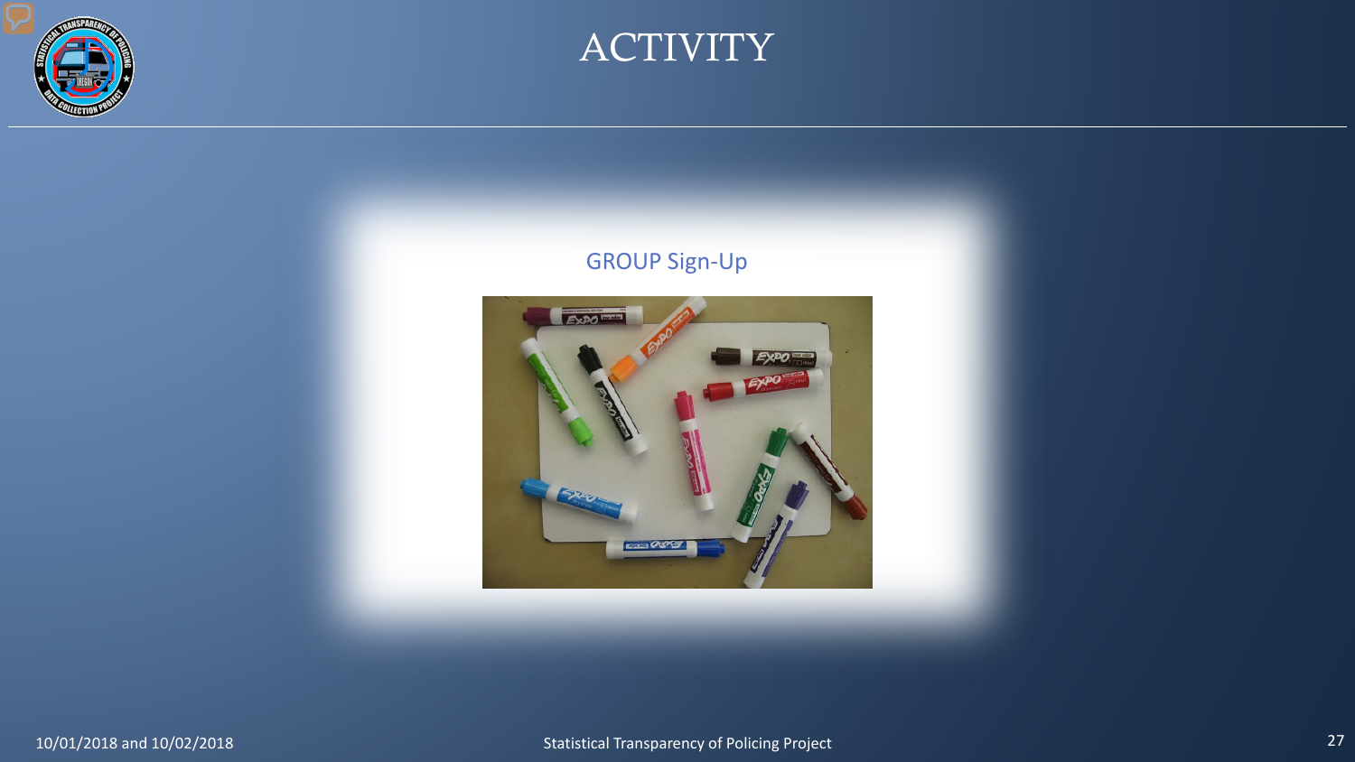# ACTIVITY

GROUP Sign-Up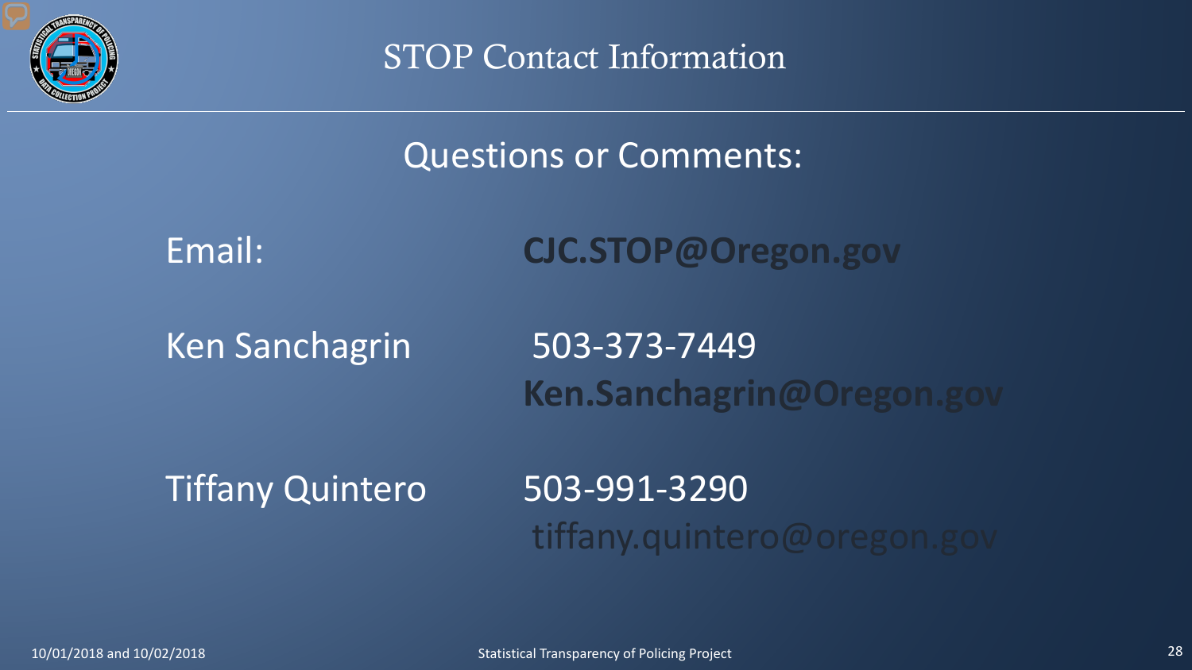# STOP Contact Information

## Questions or Comments:

| | |
|---|---|
| Email: | **CJC.STOP@Oregon.gov** |
| Ken Sanchagrin | 503-373-7449<br>**Ken.Sanchagrin@Oregon.gov** |
| Tiffany Quintero | 503-991-3290<br>tiffany.quintero@oregon.gov |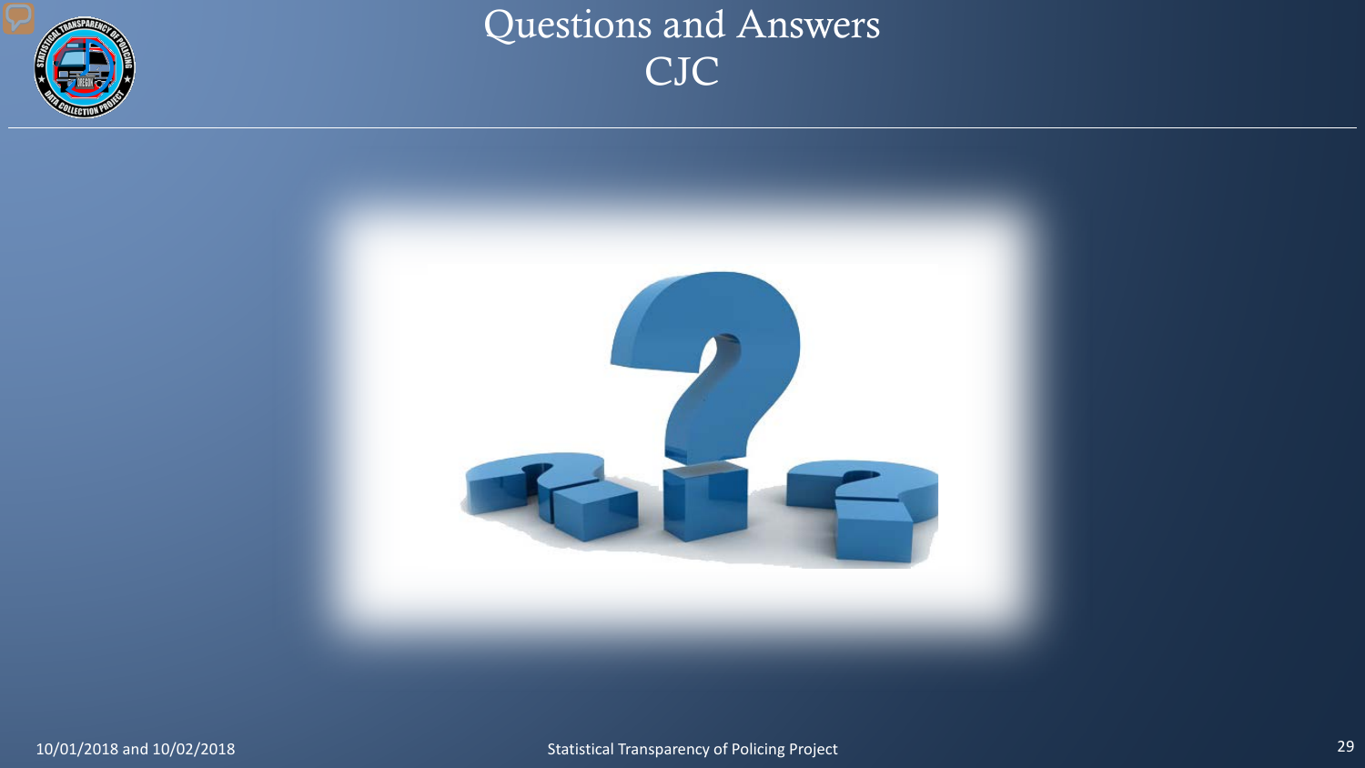# Questions and Answers
## CJC